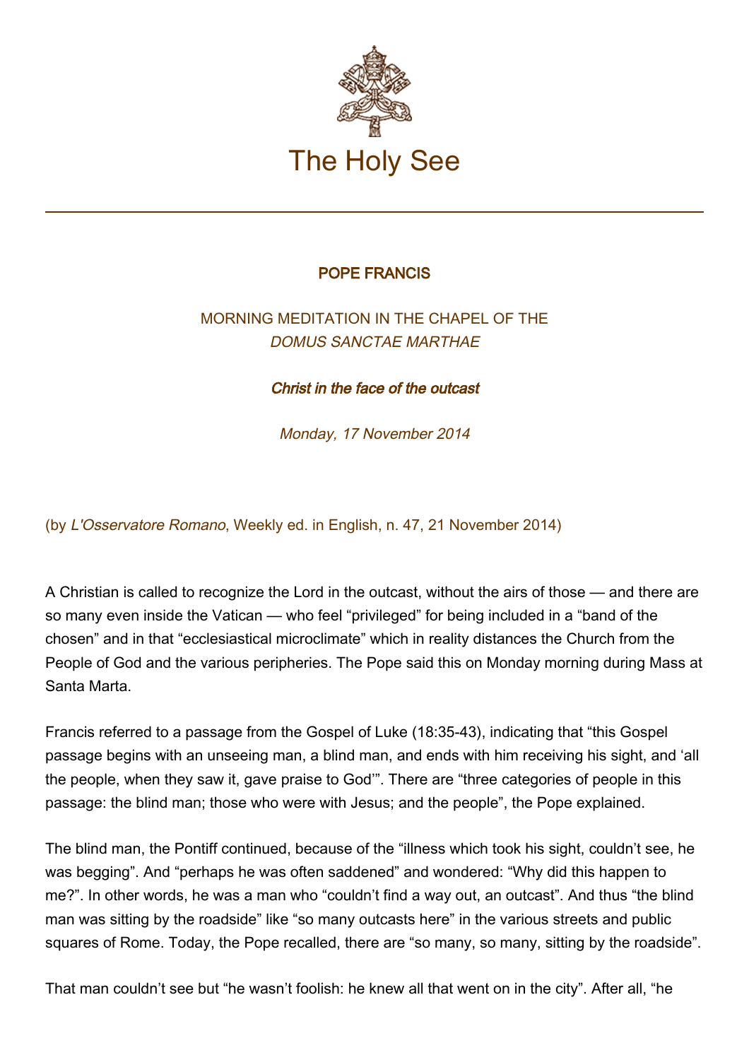# The Holy See

## POPE FRANCIS

### MORNING MEDITATION IN THE CHAPEL OF THE *DOMUS SANCTAE MARTHAE*

### ***Christ in the face of the outcast***

*Monday, 17 November 2014*

(by *L'Osservatore Romano*, Weekly ed. in English, n. 47, 21 November 2014)

A Christian is called to recognize the Lord in the outcast, without the airs of those — and there are so many even inside the Vatican — who feel "privileged" for being included in a "band of the chosen" and in that "ecclesiastical microclimate" which in reality distances the Church from the People of God and the various peripheries. The Pope said this on Monday morning during Mass at Santa Marta.

Francis referred to a passage from the Gospel of Luke (18:35-43), indicating that "this Gospel passage begins with an unseeing man, a blind man, and ends with him receiving his sight, and 'all the people, when they saw it, gave praise to God'". There are "three categories of people in this passage: the blind man; those who were with Jesus; and the people", the Pope explained.

The blind man, the Pontiff continued, because of the "illness which took his sight, couldn't see, he was begging". And "perhaps he was often saddened" and wondered: "Why did this happen to me?". In other words, he was a man who "couldn't find a way out, an outcast". And thus "the blind man was sitting by the roadside" like "so many outcasts here" in the various streets and public squares of Rome. Today, the Pope recalled, there are "so many, so many, sitting by the roadside".

That man couldn't see but "he wasn't foolish: he knew all that went on in the city". After all, "he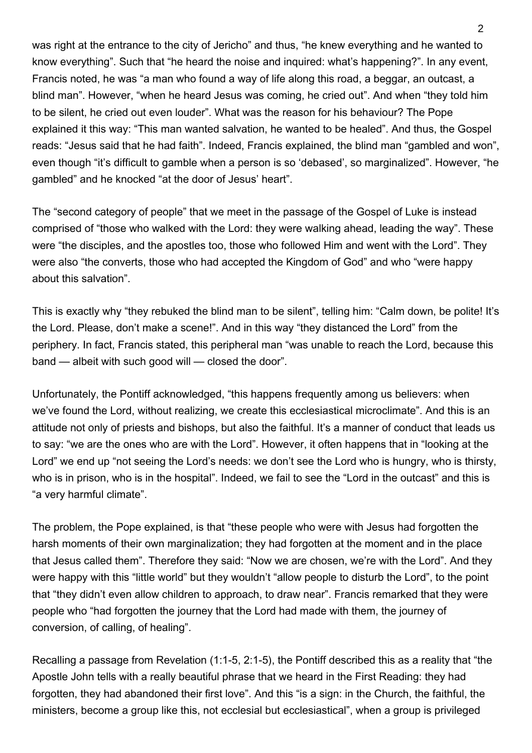was right at the entrance to the city of Jericho" and thus, "he knew everything and he wanted to know everything". Such that "he heard the noise and inquired: what's happening?". In any event, Francis noted, he was "a man who found a way of life along this road, a beggar, an outcast, a blind man". However, "when he heard Jesus was coming, he cried out". And when "they told him to be silent, he cried out even louder". What was the reason for his behaviour? The Pope explained it this way: "This man wanted salvation, he wanted to be healed". And thus, the Gospel reads: "Jesus said that he had faith". Indeed, Francis explained, the blind man "gambled and won", even though "it's difficult to gamble when a person is so 'debased', so marginalized". However, "he gambled" and he knocked "at the door of Jesus' heart".

The "second category of people" that we meet in the passage of the Gospel of Luke is instead comprised of "those who walked with the Lord: they were walking ahead, leading the way". These were "the disciples, and the apostles too, those who followed Him and went with the Lord". They were also "the converts, those who had accepted the Kingdom of God" and who "were happy about this salvation".

This is exactly why "they rebuked the blind man to be silent", telling him: "Calm down, be polite! It's the Lord. Please, don't make a scene!". And in this way "they distanced the Lord" from the periphery. In fact, Francis stated, this peripheral man "was unable to reach the Lord, because this band — albeit with such good will — closed the door".

Unfortunately, the Pontiff acknowledged, "this happens frequently among us believers: when we've found the Lord, without realizing, we create this ecclesiastical microclimate". And this is an attitude not only of priests and bishops, but also the faithful. It's a manner of conduct that leads us to say: "we are the ones who are with the Lord". However, it often happens that in "looking at the Lord" we end up "not seeing the Lord's needs: we don't see the Lord who is hungry, who is thirsty, who is in prison, who is in the hospital". Indeed, we fail to see the "Lord in the outcast" and this is "a very harmful climate".

The problem, the Pope explained, is that "these people who were with Jesus had forgotten the harsh moments of their own marginalization; they had forgotten at the moment and in the place that Jesus called them". Therefore they said: "Now we are chosen, we're with the Lord". And they were happy with this "little world" but they wouldn't "allow people to disturb the Lord", to the point that "they didn't even allow children to approach, to draw near". Francis remarked that they were people who "had forgotten the journey that the Lord had made with them, the journey of conversion, of calling, of healing".

Recalling a passage from Revelation (1:1-5, 2:1-5), the Pontiff described this as a reality that "the Apostle John tells with a really beautiful phrase that we heard in the First Reading: they had forgotten, they had abandoned their first love". And this "is a sign: in the Church, the faithful, the ministers, become a group like this, not ecclesial but ecclesiastical", when a group is privileged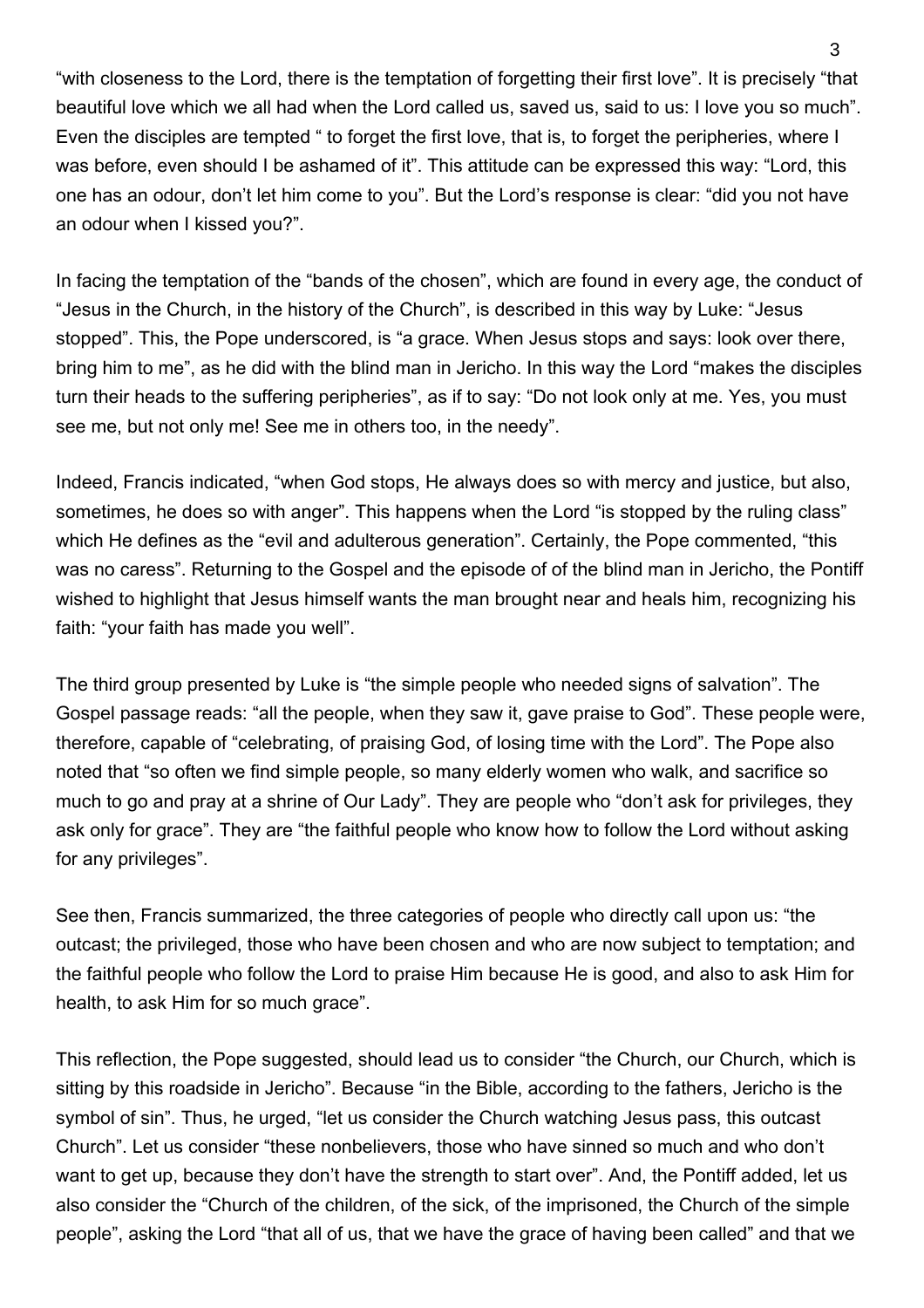"with closeness to the Lord, there is the temptation of forgetting their first love". It is precisely "that beautiful love which we all had when the Lord called us, saved us, said to us: I love you so much". Even the disciples are tempted " to forget the first love, that is, to forget the peripheries, where I was before, even should I be ashamed of it". This attitude can be expressed this way: "Lord, this one has an odour, don't let him come to you". But the Lord's response is clear: "did you not have an odour when I kissed you?".

In facing the temptation of the "bands of the chosen", which are found in every age, the conduct of "Jesus in the Church, in the history of the Church", is described in this way by Luke: "Jesus stopped". This, the Pope underscored, is "a grace. When Jesus stops and says: look over there, bring him to me", as he did with the blind man in Jericho. In this way the Lord "makes the disciples turn their heads to the suffering peripheries", as if to say: "Do not look only at me. Yes, you must see me, but not only me! See me in others too, in the needy".

Indeed, Francis indicated, "when God stops, He always does so with mercy and justice, but also, sometimes, he does so with anger". This happens when the Lord "is stopped by the ruling class" which He defines as the "evil and adulterous generation". Certainly, the Pope commented, "this was no caress". Returning to the Gospel and the episode of of the blind man in Jericho, the Pontiff wished to highlight that Jesus himself wants the man brought near and heals him, recognizing his faith: "your faith has made you well".

The third group presented by Luke is "the simple people who needed signs of salvation". The Gospel passage reads: "all the people, when they saw it, gave praise to God". These people were, therefore, capable of "celebrating, of praising God, of losing time with the Lord". The Pope also noted that "so often we find simple people, so many elderly women who walk, and sacrifice so much to go and pray at a shrine of Our Lady". They are people who "don't ask for privileges, they ask only for grace". They are "the faithful people who know how to follow the Lord without asking for any privileges".

See then, Francis summarized, the three categories of people who directly call upon us: "the outcast; the privileged, those who have been chosen and who are now subject to temptation; and the faithful people who follow the Lord to praise Him because He is good, and also to ask Him for health, to ask Him for so much grace".

This reflection, the Pope suggested, should lead us to consider "the Church, our Church, which is sitting by this roadside in Jericho". Because "in the Bible, according to the fathers, Jericho is the symbol of sin". Thus, he urged, "let us consider the Church watching Jesus pass, this outcast Church". Let us consider "these nonbelievers, those who have sinned so much and who don't want to get up, because they don't have the strength to start over". And, the Pontiff added, let us also consider the "Church of the children, of the sick, of the imprisoned, the Church of the simple people", asking the Lord "that all of us, that we have the grace of having been called" and that we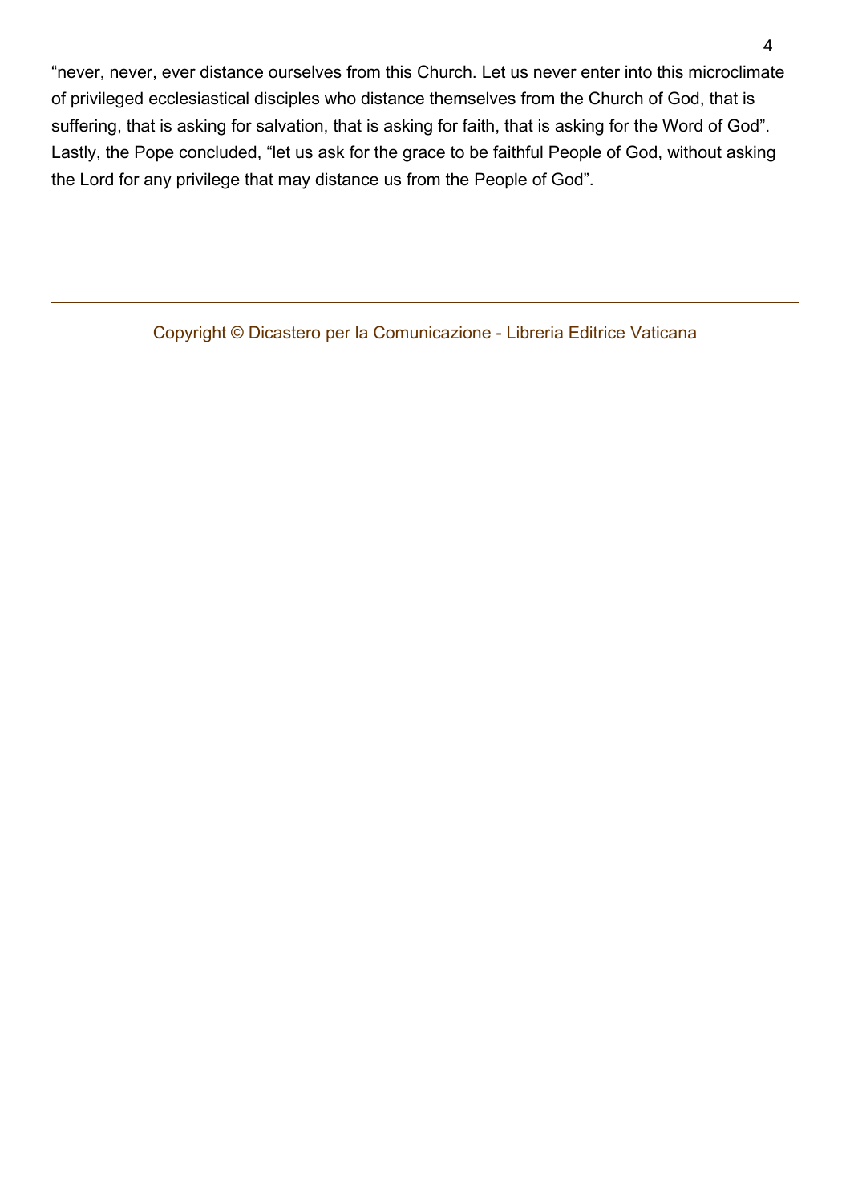“never, never, ever distance ourselves from this Church. Let us never enter into this microclimate of privileged ecclesiastical disciples who distance themselves from the Church of God, that is suffering, that is asking for salvation, that is asking for faith, that is asking for the Word of God”. Lastly, the Pope concluded, “let us ask for the grace to be faithful People of God, without asking the Lord for any privilege that may distance us from the People of God”.

---

Copyright © Dicastero per la Comunicazione - Libreria Editrice Vaticana